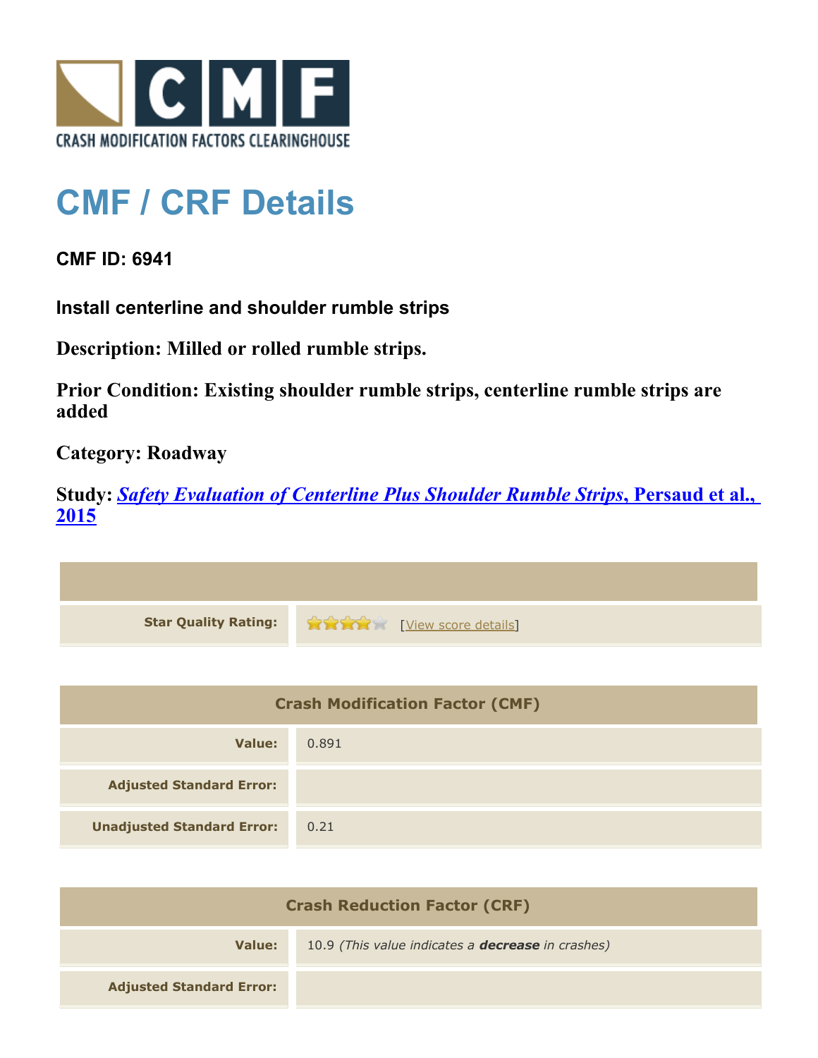CRASH MODIFICATION FACTORS CLEARINGHOUSE

# CMF / CRF Details

**CMF ID: 6941**

**Install centerline and shoulder rumble strips**

**Description: Milled or rolled rumble strips.**

**Prior Condition: Existing shoulder rumble strips, centerline rumble strips are added**

**Category: Roadway**

**Study: *Safety Evaluation of Centerline Plus Shoulder Rumble Strips*, Persaud et al., 2015**

| | |
|---|---|
| **Star Quality Rating:** | 4 of 5 stars [View score details] |

| Crash Modification Factor (CMF) | |
|---|---|
| **Value:** | 0.891 |
| **Adjusted Standard Error:** | |
| **Unadjusted Standard Error:** | 0.21 |

| Crash Reduction Factor (CRF) | |
|---|---|
| **Value:** | 10.9 *(This value indicates a **decrease** in crashes)* |
| **Adjusted Standard Error:** | |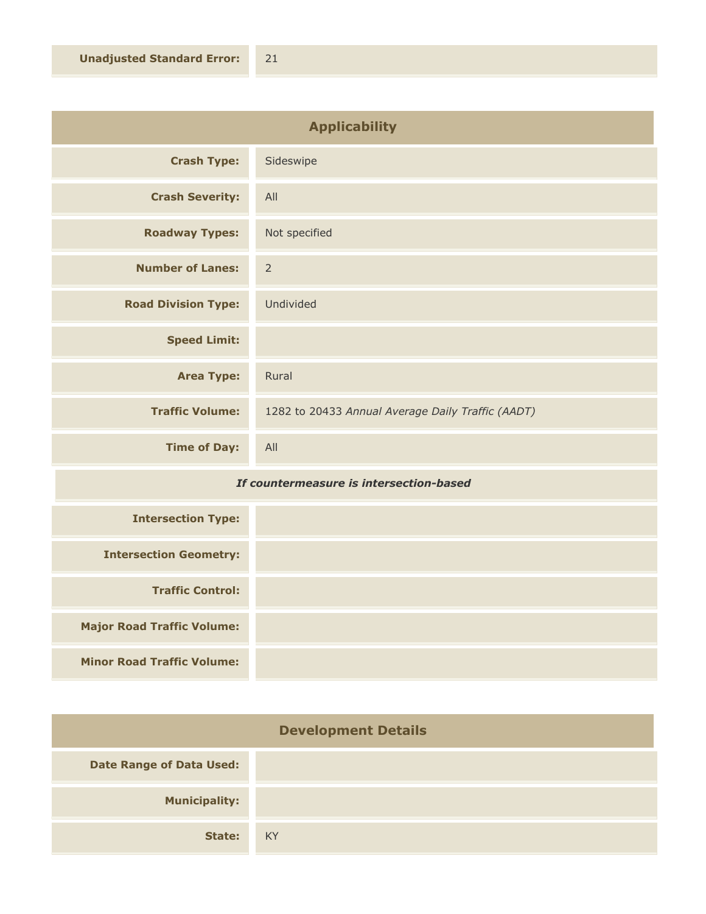| | |
|---|---|
| **Unadjusted Standard Error:** | 21 |

## Applicability

| | |
|---|---|
| **Crash Type:** | Sideswipe |
| **Crash Severity:** | All |
| **Roadway Types:** | Not specified |
| **Number of Lanes:** | 2 |
| **Road Division Type:** | Undivided |
| **Speed Limit:** | |
| **Area Type:** | Rural |
| **Traffic Volume:** | 1282 to 20433 *Annual Average Daily Traffic (AADT)* |
| **Time of Day:** | All |

***If countermeasure is intersection-based***

| | |
|---|---|
| **Intersection Type:** | |
| **Intersection Geometry:** | |
| **Traffic Control:** | |
| **Major Road Traffic Volume:** | |
| **Minor Road Traffic Volume:** | |

## Development Details

| | |
|---|---|
| **Date Range of Data Used:** | |
| **Municipality:** | |
| **State:** | KY |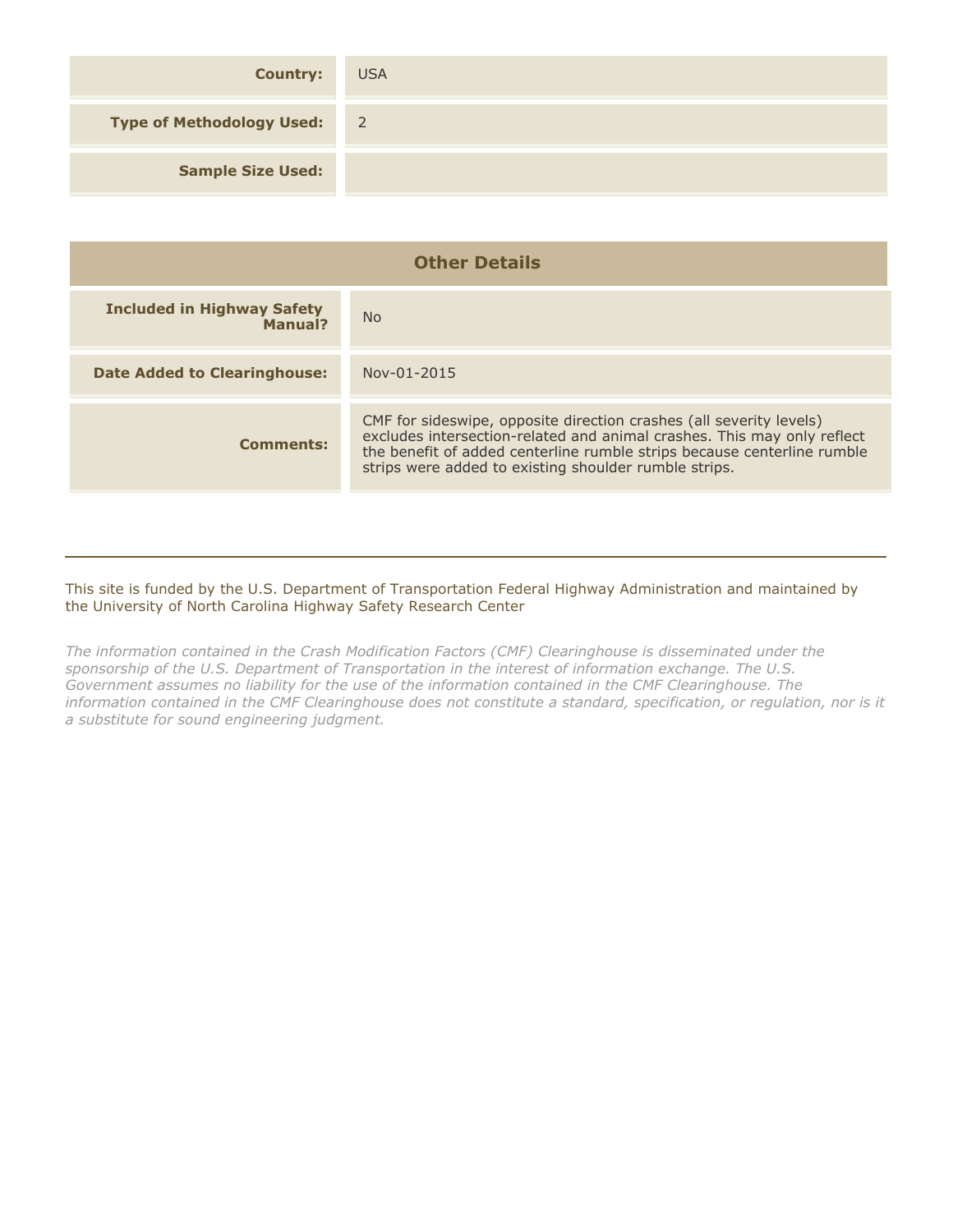| | |
|---|---|
| **Country:** | USA |
| **Type of Methodology Used:** | 2 |
| **Sample Size Used:** | |

## Other Details

| | |
|---|---|
| **Included in Highway Safety Manual?** | No |
| **Date Added to Clearinghouse:** | Nov-01-2015 |
| **Comments:** | CMF for sideswipe, opposite direction crashes (all severity levels) excludes intersection-related and animal crashes. This may only reflect the benefit of added centerline rumble strips because centerline rumble strips were added to existing shoulder rumble strips. |

---

This site is funded by the U.S. Department of Transportation Federal Highway Administration and maintained by the University of North Carolina Highway Safety Research Center

*The information contained in the Crash Modification Factors (CMF) Clearinghouse is disseminated under the sponsorship of the U.S. Department of Transportation in the interest of information exchange. The U.S. Government assumes no liability for the use of the information contained in the CMF Clearinghouse. The information contained in the CMF Clearinghouse does not constitute a standard, specification, or regulation, nor is it a substitute for sound engineering judgment.*